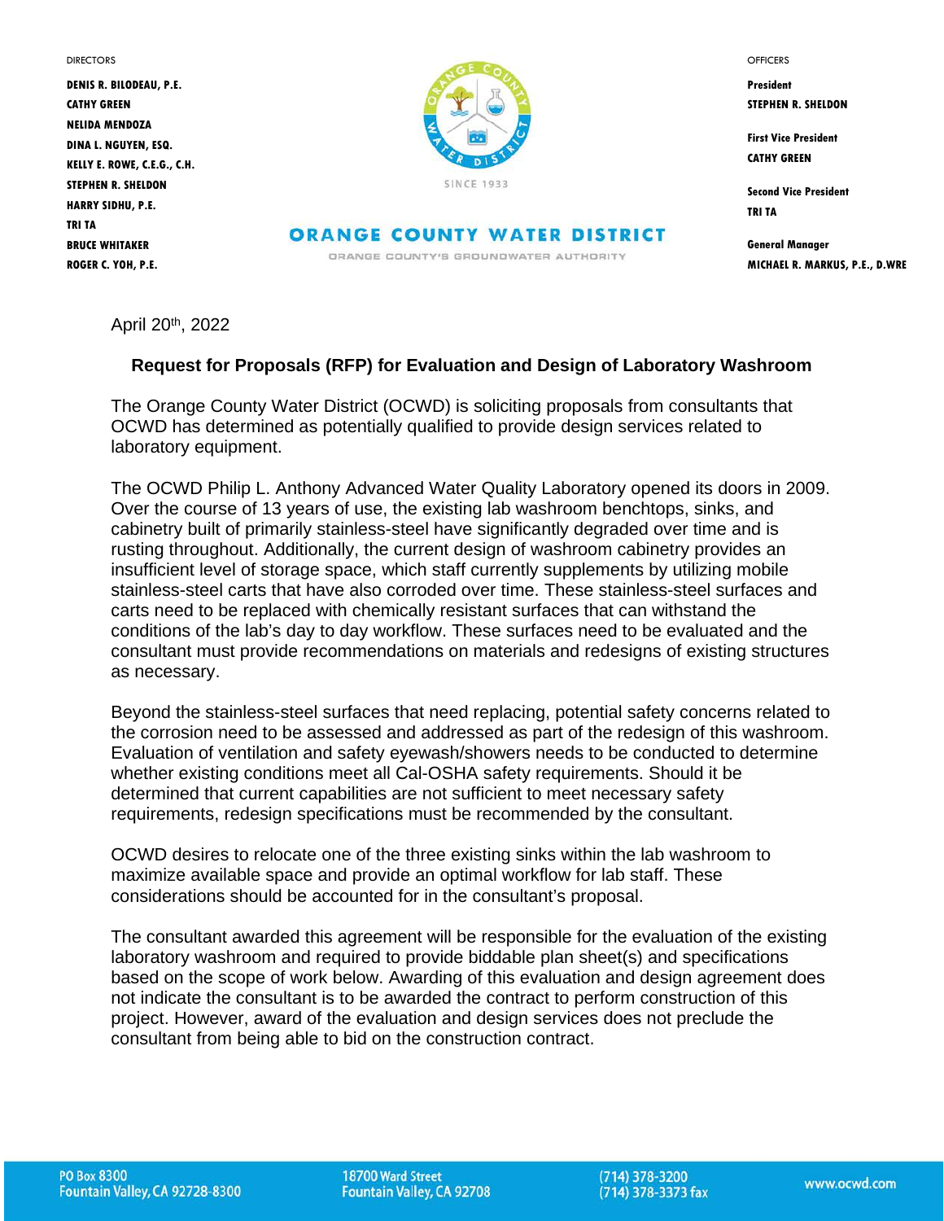DIRECTORS

DENIS R. BILODEAU, P.E.
CATHY GREEN
NELIDA MENDOZA
DINA L. NGUYEN, ESQ.
KELLY E. ROWE, C.E.G., C.H.
STEPHEN R. SHELDON
HARRY SIDHU, P.E.
TRI TA
BRUCE WHITAKER
ROGER C. YOH, P.E.

SINCE 1933

**ORANGE COUNTY WATER DISTRICT**

ORANGE COUNTY'S GROUNDWATER AUTHORITY

OFFICERS

President
STEPHEN R. SHELDON

First Vice President
CATHY GREEN

Second Vice President
TRI TA

General Manager
MICHAEL R. MARKUS, P.E., D.WRE

April 20th, 2022

**Request for Proposals (RFP) for Evaluation and Design of Laboratory Washroom**

The Orange County Water District (OCWD) is soliciting proposals from consultants that OCWD has determined as potentially qualified to provide design services related to laboratory equipment.

The OCWD Philip L. Anthony Advanced Water Quality Laboratory opened its doors in 2009. Over the course of 13 years of use, the existing lab washroom benchtops, sinks, and cabinetry built of primarily stainless-steel have significantly degraded over time and is rusting throughout. Additionally, the current design of washroom cabinetry provides an insufficient level of storage space, which staff currently supplements by utilizing mobile stainless-steel carts that have also corroded over time. These stainless-steel surfaces and carts need to be replaced with chemically resistant surfaces that can withstand the conditions of the lab's day to day workflow. These surfaces need to be evaluated and the consultant must provide recommendations on materials and redesigns of existing structures as necessary.

Beyond the stainless-steel surfaces that need replacing, potential safety concerns related to the corrosion need to be assessed and addressed as part of the redesign of this washroom. Evaluation of ventilation and safety eyewash/showers needs to be conducted to determine whether existing conditions meet all Cal-OSHA safety requirements. Should it be determined that current capabilities are not sufficient to meet necessary safety requirements, redesign specifications must be recommended by the consultant.

OCWD desires to relocate one of the three existing sinks within the lab washroom to maximize available space and provide an optimal workflow for lab staff. These considerations should be accounted for in the consultant's proposal.

The consultant awarded this agreement will be responsible for the evaluation of the existing laboratory washroom and required to provide biddable plan sheet(s) and specifications based on the scope of work below. Awarding of this evaluation and design agreement does not indicate the consultant is to be awarded the contract to perform construction of this project. However, award of the evaluation and design services does not preclude the consultant from being able to bid on the construction contract.

PO Box 8300
Fountain Valley, CA 92728-8300

18700 Ward Street
Fountain Valley, CA 92708

(714) 378-3200
(714) 378-3373 fax

www.ocwd.com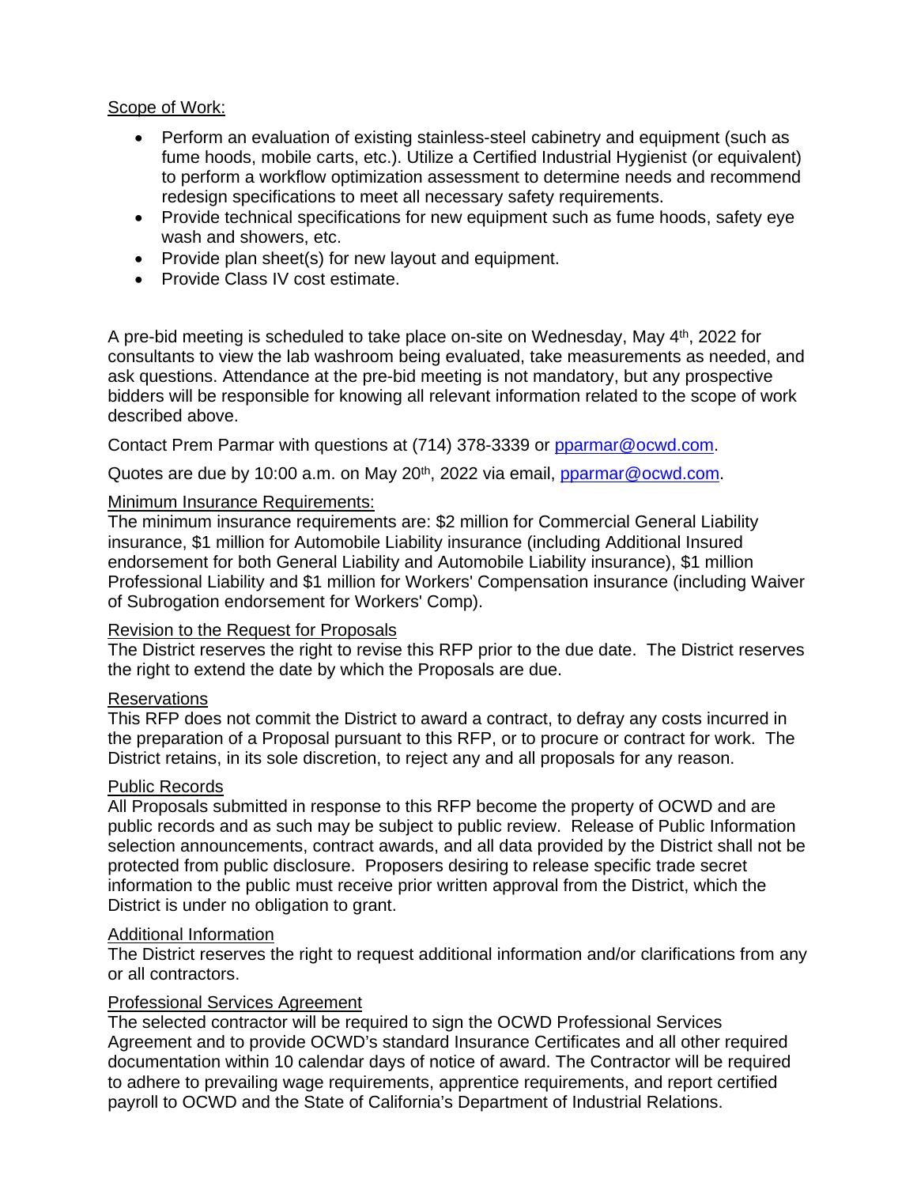Scope of Work:

- Perform an evaluation of existing stainless-steel cabinetry and equipment (such as fume hoods, mobile carts, etc.). Utilize a Certified Industrial Hygienist (or equivalent) to perform a workflow optimization assessment to determine needs and recommend redesign specifications to meet all necessary safety requirements.
- Provide technical specifications for new equipment such as fume hoods, safety eye wash and showers, etc.
- Provide plan sheet(s) for new layout and equipment.
- Provide Class IV cost estimate.

A pre-bid meeting is scheduled to take place on-site on Wednesday, May 4th, 2022 for consultants to view the lab washroom being evaluated, take measurements as needed, and ask questions. Attendance at the pre-bid meeting is not mandatory, but any prospective bidders will be responsible for knowing all relevant information related to the scope of work described above.

Contact Prem Parmar with questions at (714) 378-3339 or pparmar@ocwd.com.

Quotes are due by 10:00 a.m. on May 20th, 2022 via email, pparmar@ocwd.com.

Minimum Insurance Requirements:
The minimum insurance requirements are: $2 million for Commercial General Liability insurance, $1 million for Automobile Liability insurance (including Additional Insured endorsement for both General Liability and Automobile Liability insurance), $1 million Professional Liability and $1 million for Workers' Compensation insurance (including Waiver of Subrogation endorsement for Workers' Comp).

Revision to the Request for Proposals
The District reserves the right to revise this RFP prior to the due date. The District reserves the right to extend the date by which the Proposals are due.

Reservations
This RFP does not commit the District to award a contract, to defray any costs incurred in the preparation of a Proposal pursuant to this RFP, or to procure or contract for work. The District retains, in its sole discretion, to reject any and all proposals for any reason.

Public Records
All Proposals submitted in response to this RFP become the property of OCWD and are public records and as such may be subject to public review. Release of Public Information selection announcements, contract awards, and all data provided by the District shall not be protected from public disclosure. Proposers desiring to release specific trade secret information to the public must receive prior written approval from the District, which the District is under no obligation to grant.

Additional Information
The District reserves the right to request additional information and/or clarifications from any or all contractors.

Professional Services Agreement
The selected contractor will be required to sign the OCWD Professional Services Agreement and to provide OCWD's standard Insurance Certificates and all other required documentation within 10 calendar days of notice of award. The Contractor will be required to adhere to prevailing wage requirements, apprentice requirements, and report certified payroll to OCWD and the State of California's Department of Industrial Relations.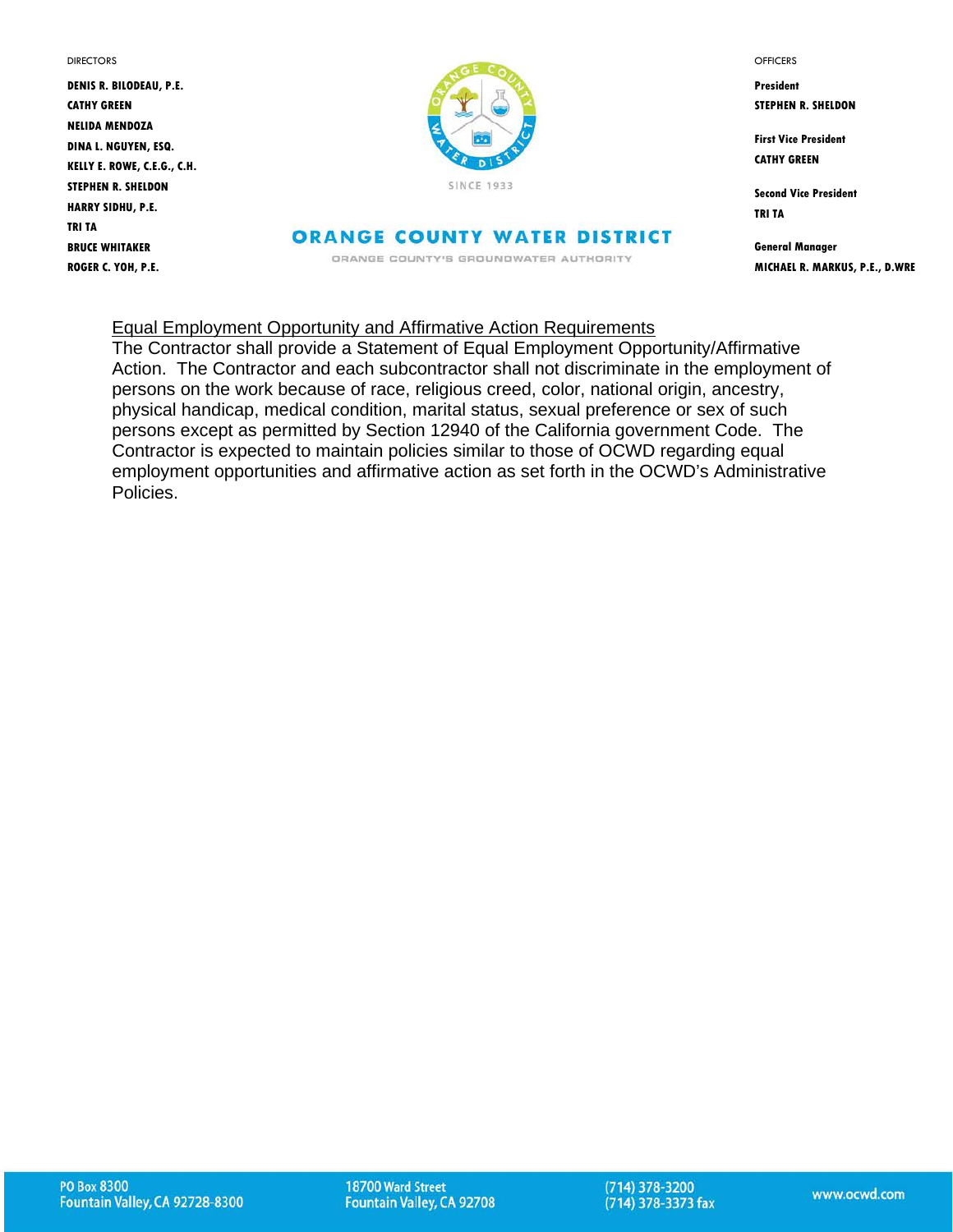Equal Employment Opportunity and Affirmative Action Requirements

The Contractor shall provide a Statement of Equal Employment Opportunity/Affirmative Action. The Contractor and each subcontractor shall not discriminate in the employment of persons on the work because of race, religious creed, color, national origin, ancestry, physical handicap, medical condition, marital status, sexual preference or sex of such persons except as permitted by Section 12940 of the California government Code. The Contractor is expected to maintain policies similar to those of OCWD regarding equal employment opportunities and affirmative action as set forth in the OCWD's Administrative Policies.